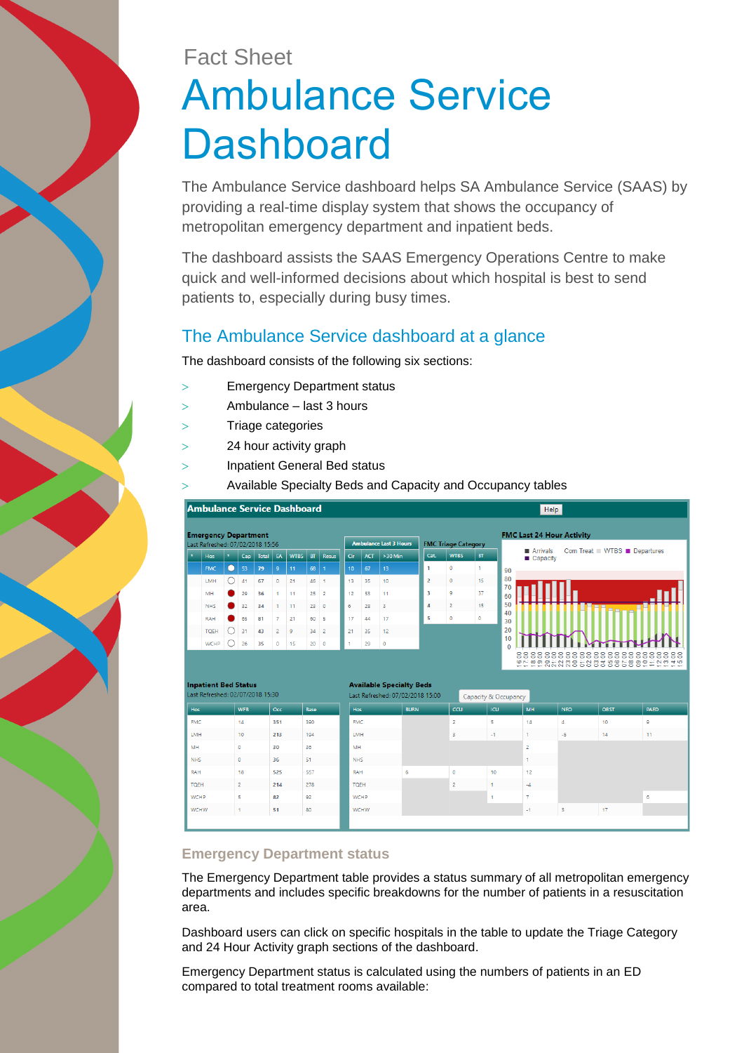Fact Sheet

# Ambulance Service Dashboard

The Ambulance Service dashboard helps SA Ambulance Service (SAAS) by providing a real-time display system that shows the occupancy of metropolitan emergency department and inpatient beds.

The dashboard assists the SAAS Emergency Operations Centre to make quick and well-informed decisions about which hospital is best to send patients to, especially during busy times.

## The Ambulance Service dashboard at a glance

The dashboard consists of the following six sections:

- Emergency Department status
- Ambulance – last 3 hours
- Triage categories
- 24 hour activity graph
- Inpatient General Bed status
- Available Specialty Beds and Capacity and Occupancy tables

### Emergency Department status

The Emergency Department table provides a status summary of all metropolitan emergency departments and includes specific breakdowns for the number of patients in a resuscitation area.

Dashboard users can click on specific hospitals in the table to update the Triage Category and 24 Hour Activity graph sections of the dashboard.

Emergency Department status is calculated using the numbers of patients in an ED compared to total treatment rooms available: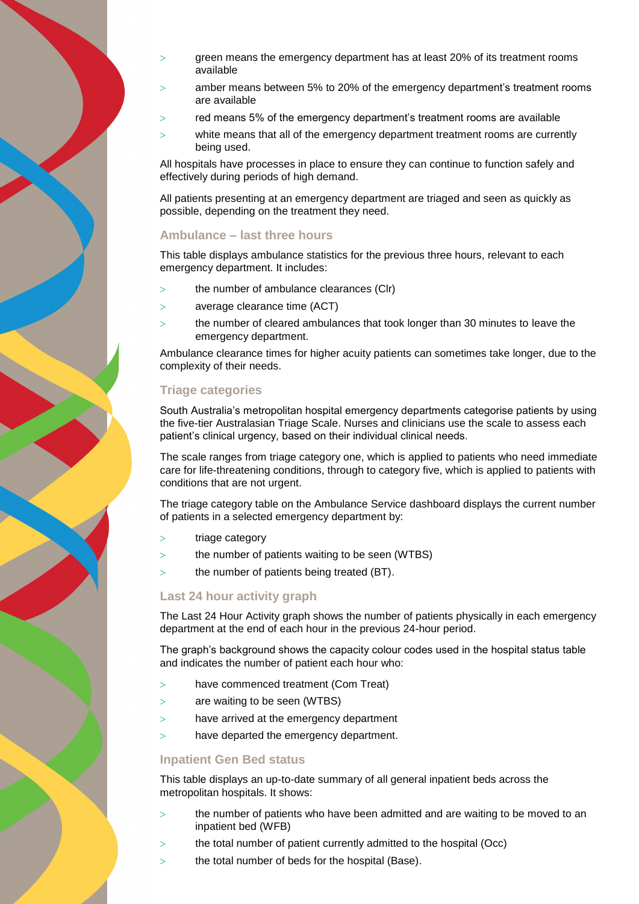- green means the emergency department has at least 20% of its treatment rooms available
- amber means between 5% to 20% of the emergency department's treatment rooms are available
- red means 5% of the emergency department's treatment rooms are available
- white means that all of the emergency department treatment rooms are currently being used.

All hospitals have processes in place to ensure they can continue to function safely and effectively during periods of high demand.

All patients presenting at an emergency department are triaged and seen as quickly as possible, depending on the treatment they need.

### Ambulance – last three hours

This table displays ambulance statistics for the previous three hours, relevant to each emergency department. It includes:

- the number of ambulance clearances (Clr)
- average clearance time (ACT)
- the number of cleared ambulances that took longer than 30 minutes to leave the emergency department.

Ambulance clearance times for higher acuity patients can sometimes take longer, due to the complexity of their needs.

### Triage categories

South Australia's metropolitan hospital emergency departments categorise patients by using the five-tier Australasian Triage Scale. Nurses and clinicians use the scale to assess each patient's clinical urgency, based on their individual clinical needs.

The scale ranges from triage category one, which is applied to patients who need immediate care for life-threatening conditions, through to category five, which is applied to patients with conditions that are not urgent.

The triage category table on the Ambulance Service dashboard displays the current number of patients in a selected emergency department by:

- triage category
- the number of patients waiting to be seen (WTBS)
- the number of patients being treated (BT).

### Last 24 hour activity graph

The Last 24 Hour Activity graph shows the number of patients physically in each emergency department at the end of each hour in the previous 24-hour period.

The graph's background shows the capacity colour codes used in the hospital status table and indicates the number of patient each hour who:

- have commenced treatment (Com Treat)
- are waiting to be seen (WTBS)
- have arrived at the emergency department
- have departed the emergency department.

### Inpatient Gen Bed status

This table displays an up-to-date summary of all general inpatient beds across the metropolitan hospitals. It shows:

- the number of patients who have been admitted and are waiting to be moved to an inpatient bed (WFB)
- the total number of patient currently admitted to the hospital (Occ)
- the total number of beds for the hospital (Base).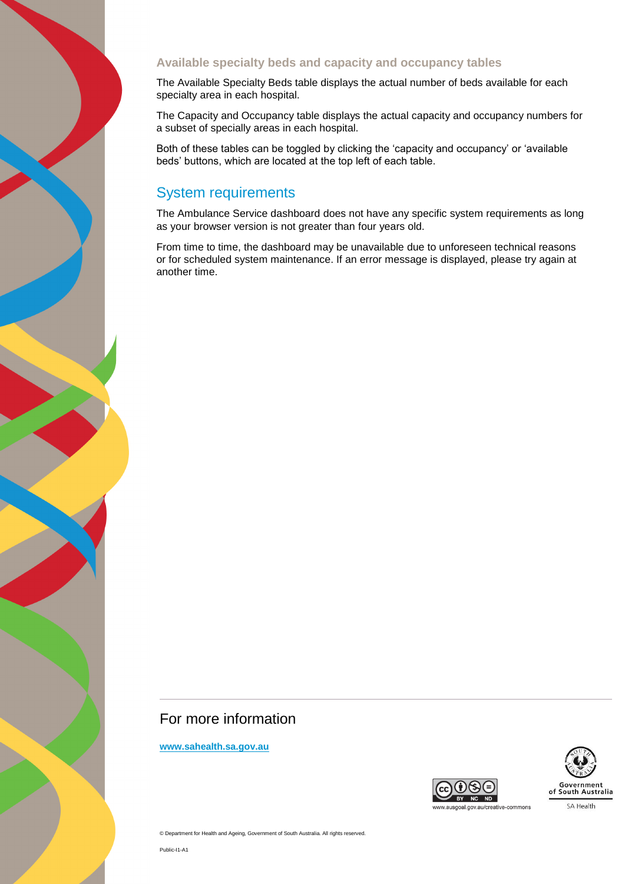### Available specialty beds and capacity and occupancy tables

The Available Specialty Beds table displays the actual number of beds available for each specialty area in each hospital.

The Capacity and Occupancy table displays the actual capacity and occupancy numbers for a subset of specially areas in each hospital.

Both of these tables can be toggled by clicking the 'capacity and occupancy' or 'available beds' buttons, which are located at the top left of each table.

## System requirements

The Ambulance Service dashboard does not have any specific system requirements as long as your browser version is not greater than four years old.

From time to time, the dashboard may be unavailable due to unforeseen technical reasons or for scheduled system maintenance. If an error message is displayed, please try again at another time.

## For more information

**www.sahealth.sa.gov.au**

www.ausgoal.gov.au/creative-commons

Government of South Australia

SA Health

© Department for Health and Ageing, Government of South Australia. All rights reserved.

Public-I1-A1